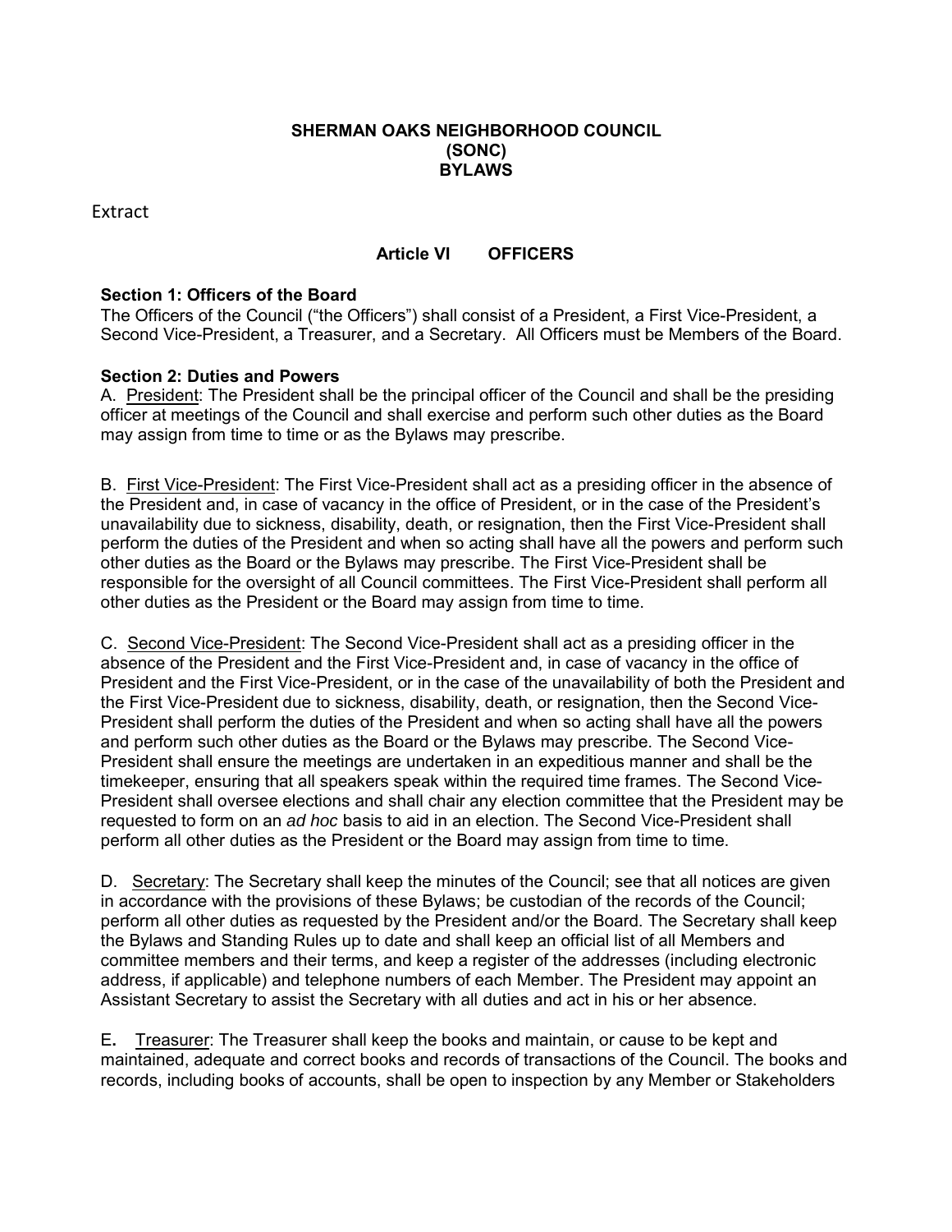# SHERMAN OAKS NEIGHBORHOOD COUNCIL
# (SONC)
# BYLAWS

Extract

## Article VI OFFICERS

### Section 1: Officers of the Board

The Officers of the Council ("the Officers") shall consist of a President, a First Vice-President, a Second Vice-President, a Treasurer, and a Secretary. All Officers must be Members of the Board.

### Section 2: Duties and Powers

A. President: The President shall be the principal officer of the Council and shall be the presiding officer at meetings of the Council and shall exercise and perform such other duties as the Board may assign from time to time or as the Bylaws may prescribe.

B. First Vice-President: The First Vice-President shall act as a presiding officer in the absence of the President and, in case of vacancy in the office of President, or in the case of the President's unavailability due to sickness, disability, death, or resignation, then the First Vice-President shall perform the duties of the President and when so acting shall have all the powers and perform such other duties as the Board or the Bylaws may prescribe. The First Vice-President shall be responsible for the oversight of all Council committees. The First Vice-President shall perform all other duties as the President or the Board may assign from time to time.

C. Second Vice-President: The Second Vice-President shall act as a presiding officer in the absence of the President and the First Vice-President and, in case of vacancy in the office of President and the First Vice-President, or in the case of the unavailability of both the President and the First Vice-President due to sickness, disability, death, or resignation, then the Second Vice-President shall perform the duties of the President and when so acting shall have all the powers and perform such other duties as the Board or the Bylaws may prescribe. The Second Vice-President shall ensure the meetings are undertaken in an expeditious manner and shall be the timekeeper, ensuring that all speakers speak within the required time frames. The Second Vice-President shall oversee elections and shall chair any election committee that the President may be requested to form on an *ad hoc* basis to aid in an election. The Second Vice-President shall perform all other duties as the President or the Board may assign from time to time.

D. Secretary: The Secretary shall keep the minutes of the Council; see that all notices are given in accordance with the provisions of these Bylaws; be custodian of the records of the Council; perform all other duties as requested by the President and/or the Board. The Secretary shall keep the Bylaws and Standing Rules up to date and shall keep an official list of all Members and committee members and their terms, and keep a register of the addresses (including electronic address, if applicable) and telephone numbers of each Member. The President may appoint an Assistant Secretary to assist the Secretary with all duties and act in his or her absence.

E. Treasurer: The Treasurer shall keep the books and maintain, or cause to be kept and maintained, adequate and correct books and records of transactions of the Council. The books and records, including books of accounts, shall be open to inspection by any Member or Stakeholders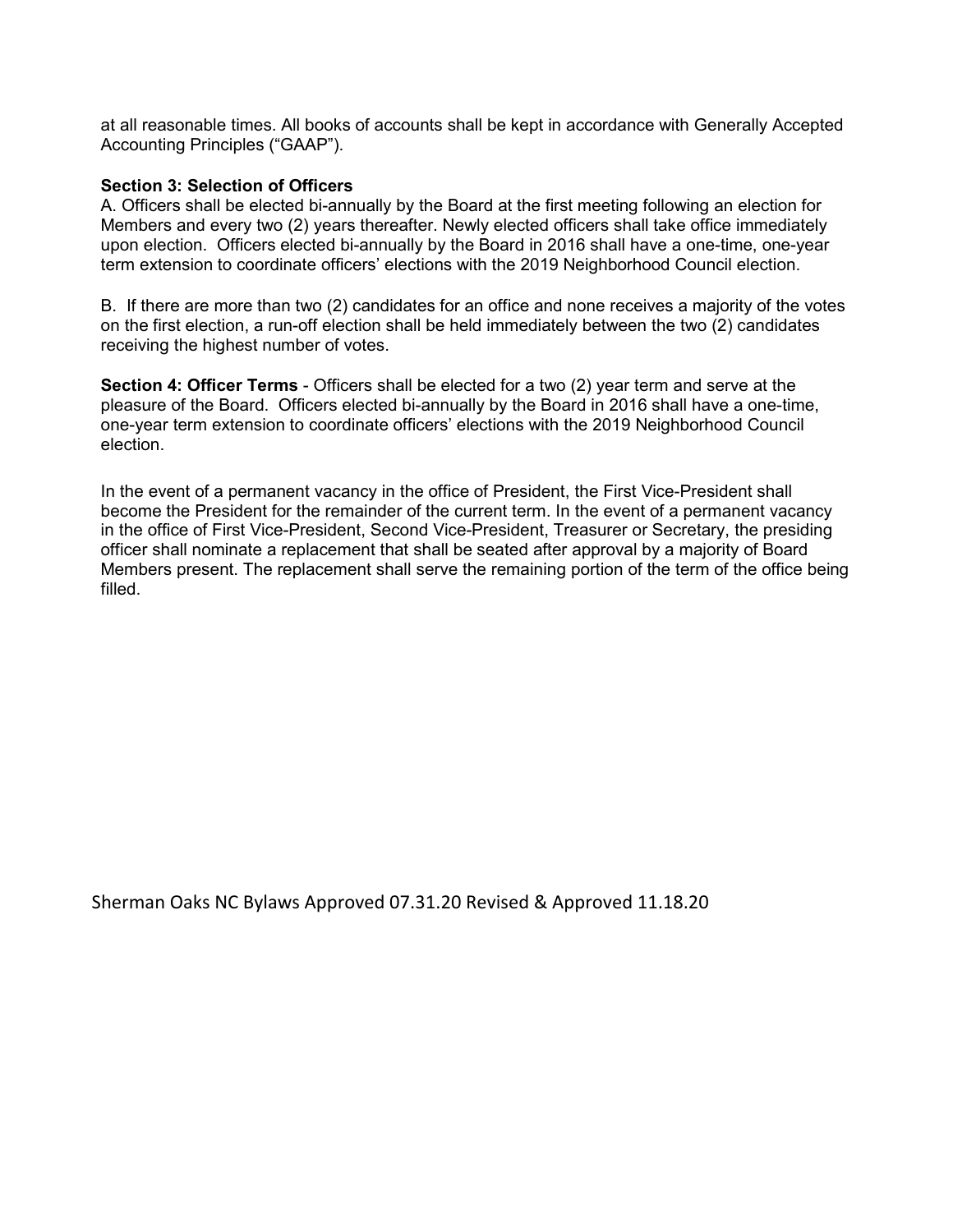at all reasonable times. All books of accounts shall be kept in accordance with Generally Accepted Accounting Principles ("GAAP").

**Section 3: Selection of Officers**

A. Officers shall be elected bi-annually by the Board at the first meeting following an election for Members and every two (2) years thereafter. Newly elected officers shall take office immediately upon election. Officers elected bi-annually by the Board in 2016 shall have a one-time, one-year term extension to coordinate officers' elections with the 2019 Neighborhood Council election.

B. If there are more than two (2) candidates for an office and none receives a majority of the votes on the first election, a run-off election shall be held immediately between the two (2) candidates receiving the highest number of votes.

**Section 4: Officer Terms** - Officers shall be elected for a two (2) year term and serve at the pleasure of the Board. Officers elected bi-annually by the Board in 2016 shall have a one-time, one-year term extension to coordinate officers' elections with the 2019 Neighborhood Council election.

In the event of a permanent vacancy in the office of President, the First Vice-President shall become the President for the remainder of the current term. In the event of a permanent vacancy in the office of First Vice-President, Second Vice-President, Treasurer or Secretary, the presiding officer shall nominate a replacement that shall be seated after approval by a majority of Board Members present. The replacement shall serve the remaining portion of the term of the office being filled.